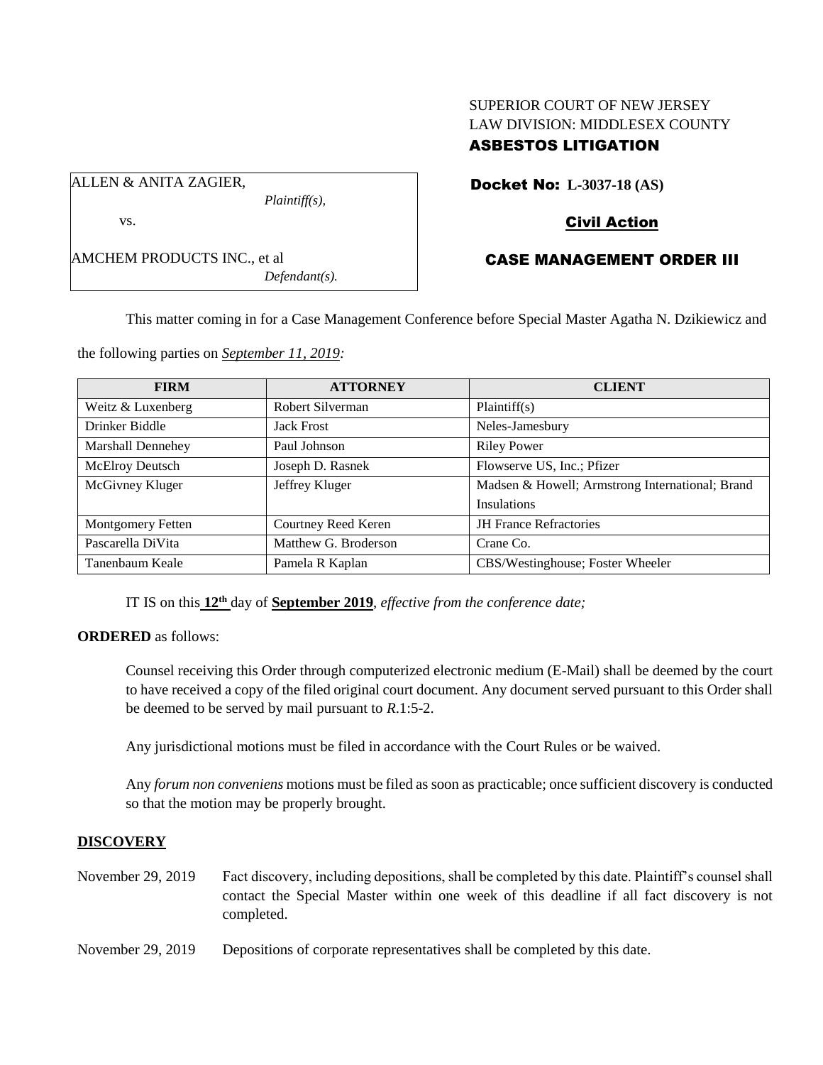SUPERIOR COURT OF NEW JERSEY
LAW DIVISION: MIDDLESEX COUNTY
**ASBESTOS LITIGATION**

ALLEN & ANITA ZAGIER,
*Plaintiff(s),*

vs.

AMCHEM PRODUCTS INC., et al
*Defendant(s).*

**Docket No: L-3037-18 (AS)**

**Civil Action**

**CASE MANAGEMENT ORDER III**

This matter coming in for a Case Management Conference before Special Master Agatha N. Dzikiewicz and the following parties on *September 11, 2019:*

| FIRM | ATTORNEY | CLIENT |
|---|---|---|
| Weitz & Luxenberg | Robert Silverman | Plaintiff(s) |
| Drinker Biddle | Jack Frost | Neles-Jamesbury |
| Marshall Dennehey | Paul Johnson | Riley Power |
| McElroy Deutsch | Joseph D. Rasnek | Flowserve US, Inc.; Pfizer |
| McGivney Kluger | Jeffrey Kluger | Madsen & Howell; Armstrong International; Brand Insulations |
| Montgomery Fetten | Courtney Reed Keren | JH France Refractories |
| Pascarella DiVita | Matthew G. Broderson | Crane Co. |
| Tanenbaum Keale | Pamela R Kaplan | CBS/Westinghouse; Foster Wheeler |

IT IS on this **12th** day of **September 2019**, *effective from the conference date;*

**ORDERED** as follows:

Counsel receiving this Order through computerized electronic medium (E-Mail) shall be deemed by the court to have received a copy of the filed original court document. Any document served pursuant to this Order shall be deemed to be served by mail pursuant to *R*.1:5-2.

Any jurisdictional motions must be filed in accordance with the Court Rules or be waived.

Any *forum non conveniens* motions must be filed as soon as practicable; once sufficient discovery is conducted so that the motion may be properly brought.

## DISCOVERY

November 29, 2019 — Fact discovery, including depositions, shall be completed by this date. Plaintiff's counsel shall contact the Special Master within one week of this deadline if all fact discovery is not completed.

November 29, 2019 — Depositions of corporate representatives shall be completed by this date.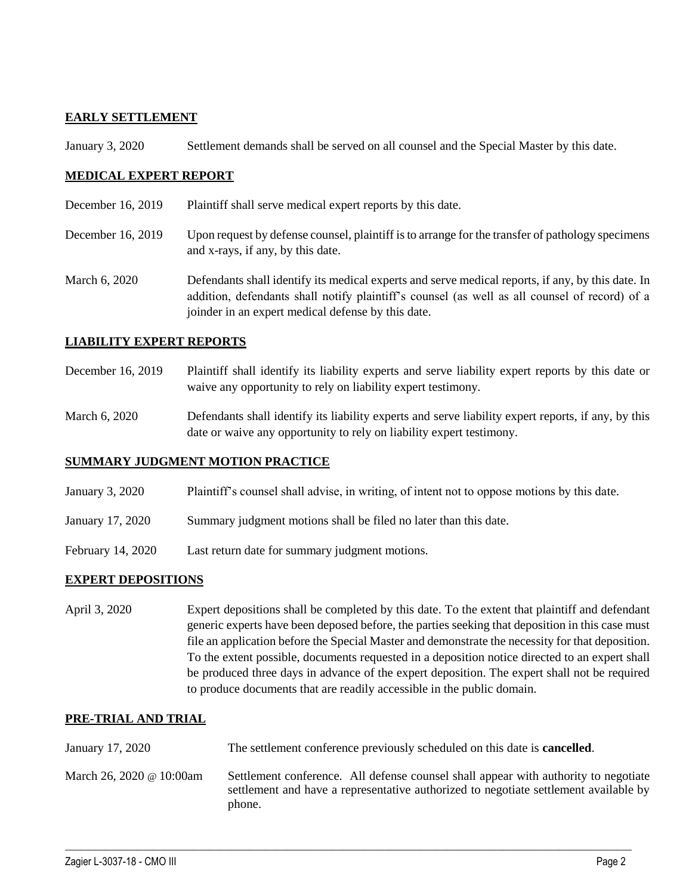## EARLY SETTLEMENT

| | |
|---|---|
| January 3, 2020 | Settlement demands shall be served on all counsel and the Special Master by this date. |

## MEDICAL EXPERT REPORT

| | |
|---|---|
| December 16, 2019 | Plaintiff shall serve medical expert reports by this date. |
| December 16, 2019 | Upon request by defense counsel, plaintiff is to arrange for the transfer of pathology specimens and x-rays, if any, by this date. |
| March 6, 2020 | Defendants shall identify its medical experts and serve medical reports, if any, by this date. In addition, defendants shall notify plaintiff's counsel (as well as all counsel of record) of a joinder in an expert medical defense by this date. |

## LIABILITY EXPERT REPORTS

| | |
|---|---|
| December 16, 2019 | Plaintiff shall identify its liability experts and serve liability expert reports by this date or waive any opportunity to rely on liability expert testimony. |
| March 6, 2020 | Defendants shall identify its liability experts and serve liability expert reports, if any, by this date or waive any opportunity to rely on liability expert testimony. |

## SUMMARY JUDGMENT MOTION PRACTICE

| | |
|---|---|
| January 3, 2020 | Plaintiff's counsel shall advise, in writing, of intent not to oppose motions by this date. |
| January 17, 2020 | Summary judgment motions shall be filed no later than this date. |
| February 14, 2020 | Last return date for summary judgment motions. |

## EXPERT DEPOSITIONS

| | |
|---|---|
| April 3, 2020 | Expert depositions shall be completed by this date. To the extent that plaintiff and defendant generic experts have been deposed before, the parties seeking that deposition in this case must file an application before the Special Master and demonstrate the necessity for that deposition. To the extent possible, documents requested in a deposition notice directed to an expert shall be produced three days in advance of the expert deposition. The expert shall not be required to produce documents that are readily accessible in the public domain. |

## PRE-TRIAL AND TRIAL

| | |
|---|---|
| January 17, 2020 | The settlement conference previously scheduled on this date is **cancelled**. |
| March 26, 2020 @ 10:00am | Settlement conference. All defense counsel shall appear with authority to negotiate settlement and have a representative authorized to negotiate settlement available by phone. |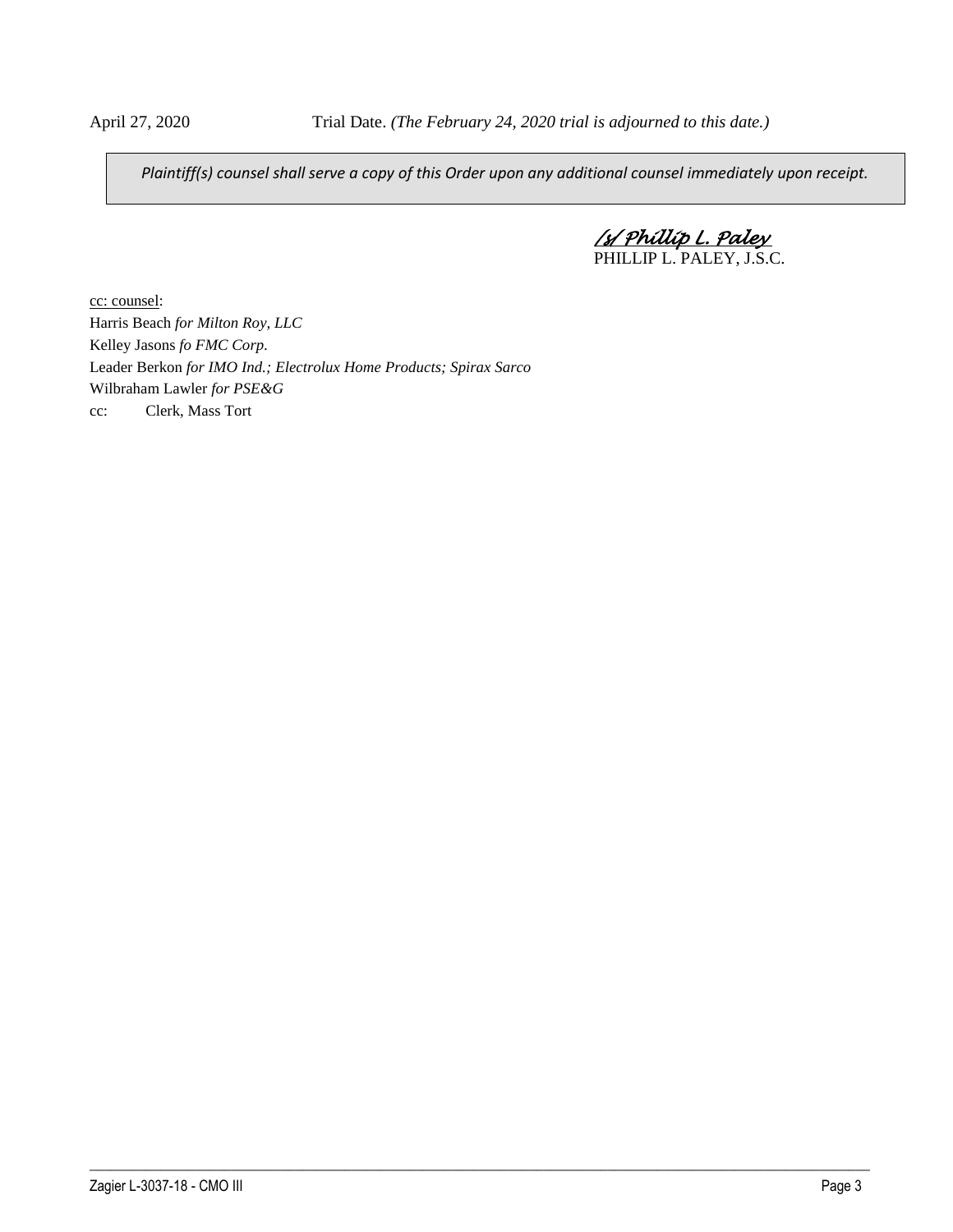April 27, 2020 Trial Date. *(The February 24, 2020 trial is adjourned to this date.)*

*Plaintiff(s) counsel shall serve a copy of this Order upon any additional counsel immediately upon receipt.*

*/s/ Phillip L. Paley*
PHILLIP L. PALEY, J.S.C.

cc: counsel:
Harris Beach *for Milton Roy, LLC*
Kelley Jasons *fo FMC Corp.*
Leader Berkon *for IMO Ind.; Electrolux Home Products; Spirax Sarco*
Wilbraham Lawler *for PSE&G*
cc: Clerk, Mass Tort